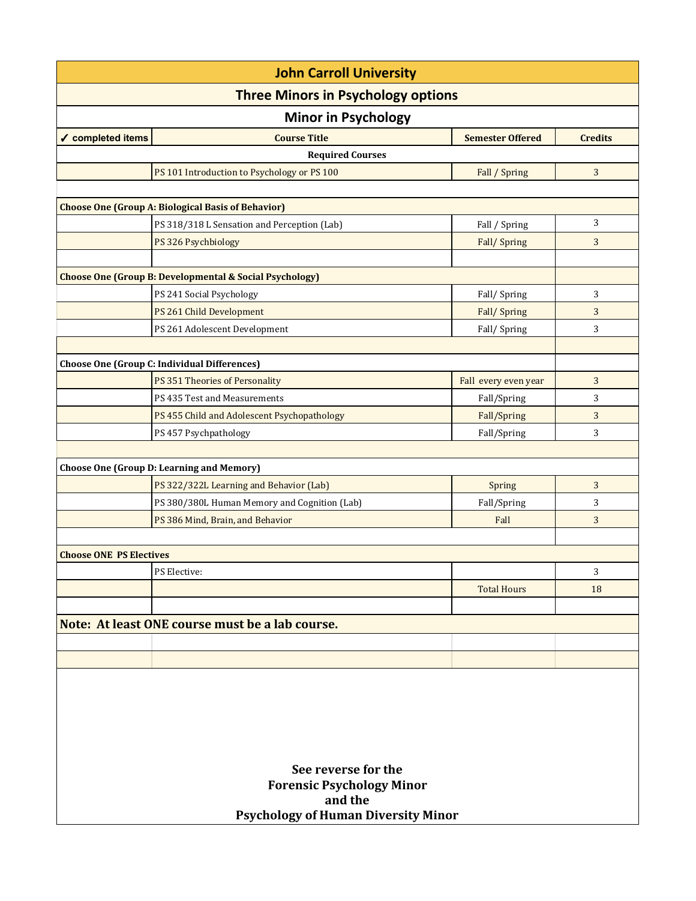# John Carroll University

## Three Minors in Psychology options

### Minor in Psychology

| ✓ completed items | Course Title | Semester Offered | Credits |
|---|---|---|---|
| | **Required Courses** | | |
| | PS 101 Introduction to Psychology or PS 100 | Fall / Spring | 3 |
| | | | |
| **Choose One (Group A: Biological Basis of Behavior)** | | | |
| | PS 318/318 L Sensation and Perception (Lab) | Fall / Spring | 3 |
| | PS 326 Psychbiology | Fall/ Spring | 3 |
| | | | |
| **Choose One (Group B: Developmental & Social Psychology)** | | | |
| | PS 241 Social Psychology | Fall/ Spring | 3 |
| | PS 261 Child Development | Fall/ Spring | 3 |
| | PS 261 Adolescent Development | Fall/ Spring | 3 |
| | | | |
| **Choose One (Group C: Individual Differences)** | | | |
| | PS 351 Theories of Personality | Fall every even year | 3 |
| | PS 435 Test and Measurements | Fall/Spring | 3 |
| | PS 455 Child and Adolescent Psychopathology | Fall/Spring | 3 |
| | PS 457 Psychpathology | Fall/Spring | 3 |
| | | | |
| **Choose One (Group D: Learning and Memory)** | | | |
| | PS 322/322L Learning and Behavior (Lab) | Spring | 3 |
| | PS 380/380L Human Memory and Cognition (Lab) | Fall/Spring | 3 |
| | PS 386 Mind, Brain, and Behavior | Fall | 3 |
| | | | |
| **Choose ONE PS Electives** | | | |
| | PS Elective: | | 3 |
| | | Total Hours | 18 |

**Note: At least ONE course must be a lab course.**

**See reverse for the**
**Forensic Psychology Minor**
**and the**
**Psychology of Human Diversity Minor**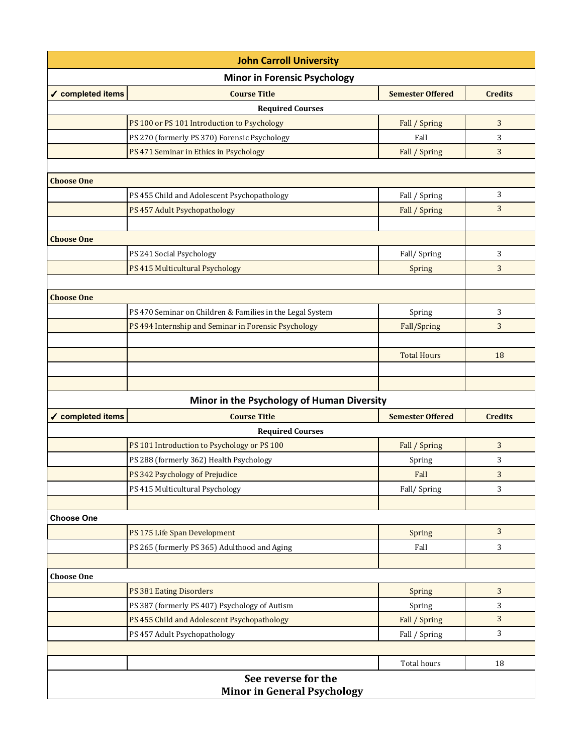## John Carroll University

### Minor in Forensic Psychology

| ✓ completed items | Course Title | Semester Offered | Credits |
|---|---|---|---|
| **Required Courses** | | | |
| | PS 100 or PS 101 Introduction to Psychology | Fall / Spring | 3 |
| | PS 270 (formerly PS 370) Forensic Psychology | Fall | 3 |
| | PS 471 Seminar in Ethics in Psychology | Fall / Spring | 3 |
| **Choose One** | | | |
| | PS 455 Child and Adolescent Psychopathology | Fall / Spring | 3 |
| | PS 457 Adult Psychopathology | Fall / Spring | 3 |
| **Choose One** | | | |
| | PS 241 Social Psychology | Fall/ Spring | 3 |
| | PS 415 Multicultural Psychology | Spring | 3 |
| **Choose One** | | | |
| | PS 470 Seminar on Children & Families in the Legal System | Spring | 3 |
| | PS 494 Internship and Seminar in Forensic Psychology | Fall/Spring | 3 |
| | | Total Hours | 18 |

### Minor in the Psychology of Human Diversity

| ✓ completed items | Course Title | Semester Offered | Credits |
|---|---|---|---|
| **Required Courses** | | | |
| | PS 101 Introduction to Psychology or PS 100 | Fall / Spring | 3 |
| | PS 288 (formerly 362) Health Psychology | Spring | 3 |
| | PS 342 Psychology of Prejudice | Fall | 3 |
| | PS 415 Multicultural Psychology | Fall/ Spring | 3 |
| **Choose One** | | | |
| | PS 175 Life Span Development | Spring | 3 |
| | PS 265 (formerly PS 365) Adulthood and Aging | Fall | 3 |
| **Choose One** | | | |
| | PS 381 Eating Disorders | Spring | 3 |
| | PS 387 (formerly PS 407) Psychology of Autism | Spring | 3 |
| | PS 455 Child and Adolescent Psychopathology | Fall / Spring | 3 |
| | PS 457 Adult Psychopathology | Fall / Spring | 3 |
| | | Total hours | 18 |

**See reverse for the Minor in General Psychology**